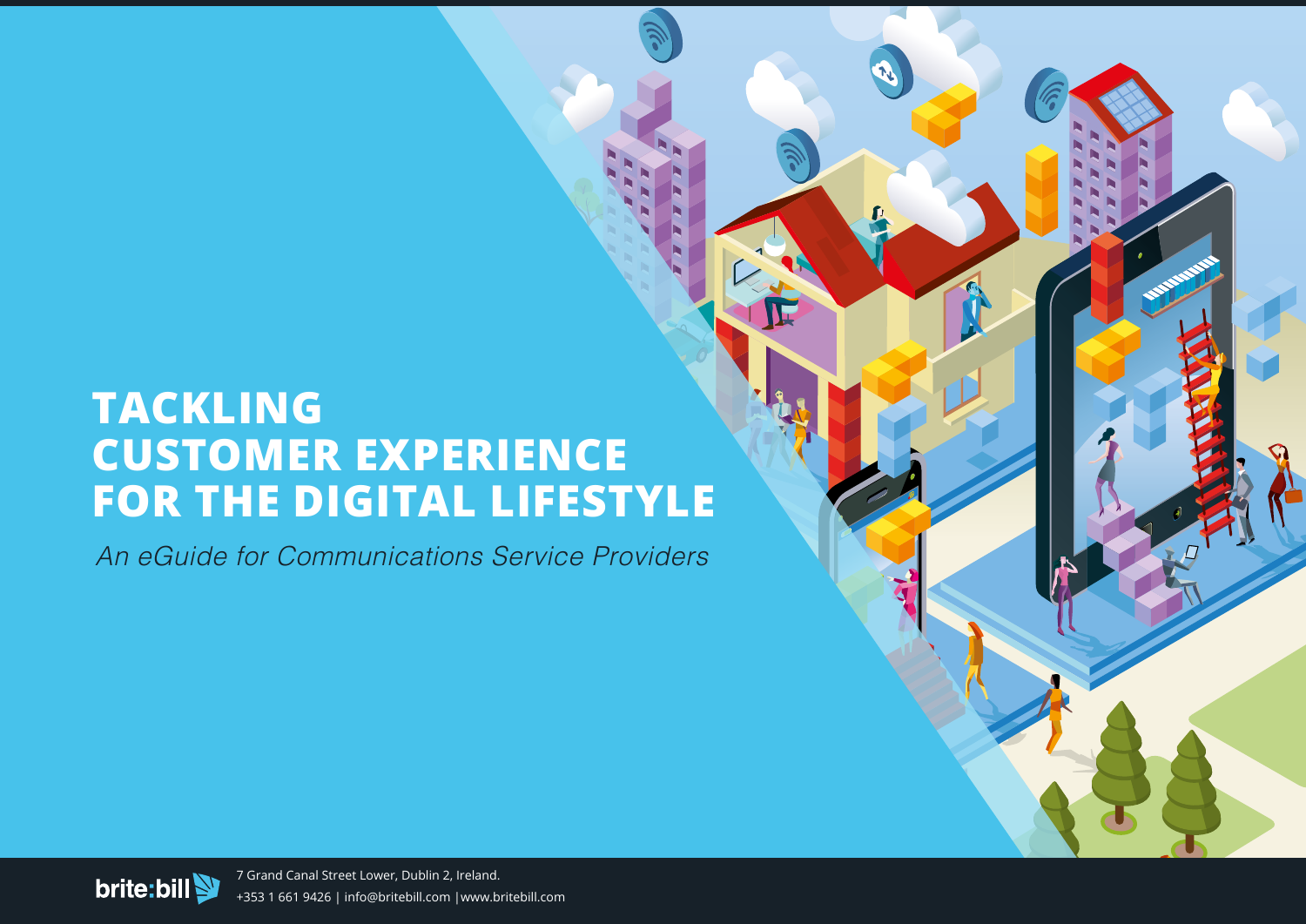# TACKLING CUSTOMER EXPERIENCE FOR THE DIGITAL LIFESTYLE

*An eGuide for Communications Service Providers*

brite:bill

7 Grand Canal Street Lower, Dublin 2, Ireland.
+353 1 661 9426 | info@britebill.com |www.britebill.com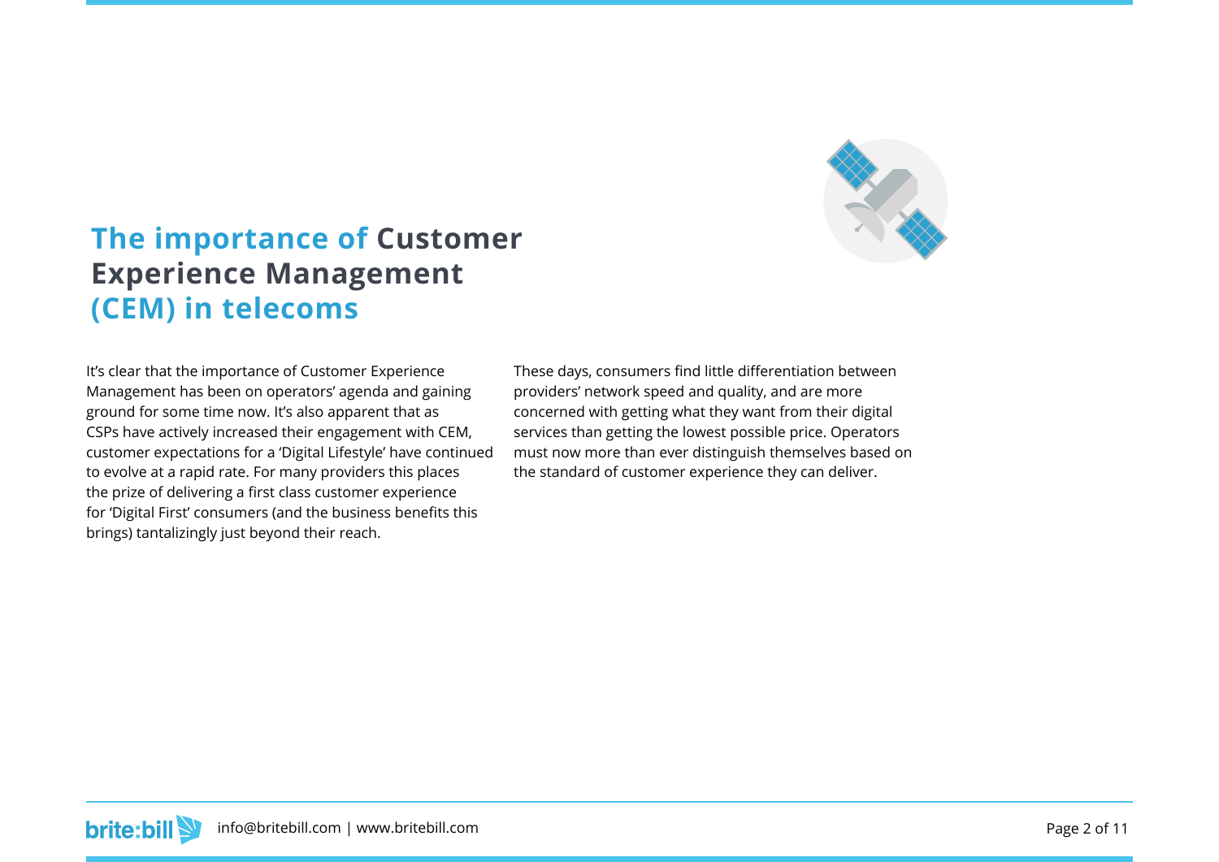# The importance of Customer Experience Management (CEM) in telecoms

It's clear that the importance of Customer Experience Management has been on operators' agenda and gaining ground for some time now. It's also apparent that as CSPs have actively increased their engagement with CEM, customer expectations for a 'Digital Lifestyle' have continued to evolve at a rapid rate. For many providers this places the prize of delivering a first class customer experience for 'Digital First' consumers (and the business benefits this brings) tantalizingly just beyond their reach.

These days, consumers find little differentiation between providers' network speed and quality, and are more concerned with getting what they want from their digital services than getting the lowest possible price. Operators must now more than ever distinguish themselves based on the standard of customer experience they can deliver.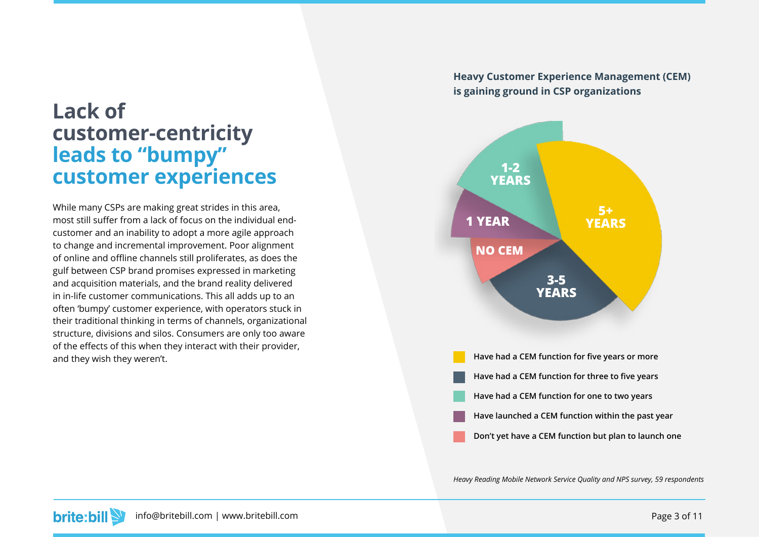# Lack of customer-centricity leads to "bumpy" customer experiences

While many CSPs are making great strides in this area, most still suffer from a lack of focus on the individual end-customer and an inability to adopt a more agile approach to change and incremental improvement. Poor alignment of online and offline channels still proliferates, as does the gulf between CSP brand promises expressed in marketing and acquisition materials, and the brand reality delivered in in-life customer communications. This all adds up to an often 'bumpy' customer experience, with operators stuck in their traditional thinking in terms of channels, organizational structure, divisions and silos. Consumers are only too aware of the effects of this when they interact with their provider, and they wish they weren't.

**Heavy Customer Experience Management (CEM) is gaining ground in CSP organizations**

1-2 YEARS

1 YEAR

NO CEM

5+ YEARS

3-5 YEARS

- Have had a CEM function for five years or more
- Have had a CEM function for three to five years
- Have had a CEM function for one to two years
- Have launched a CEM function within the past year
- Don't yet have a CEM function but plan to launch one

*Heavy Reading Mobile Network Service Quality and NPS survey, 59 respondents*

info@britebill.com | www.britebill.com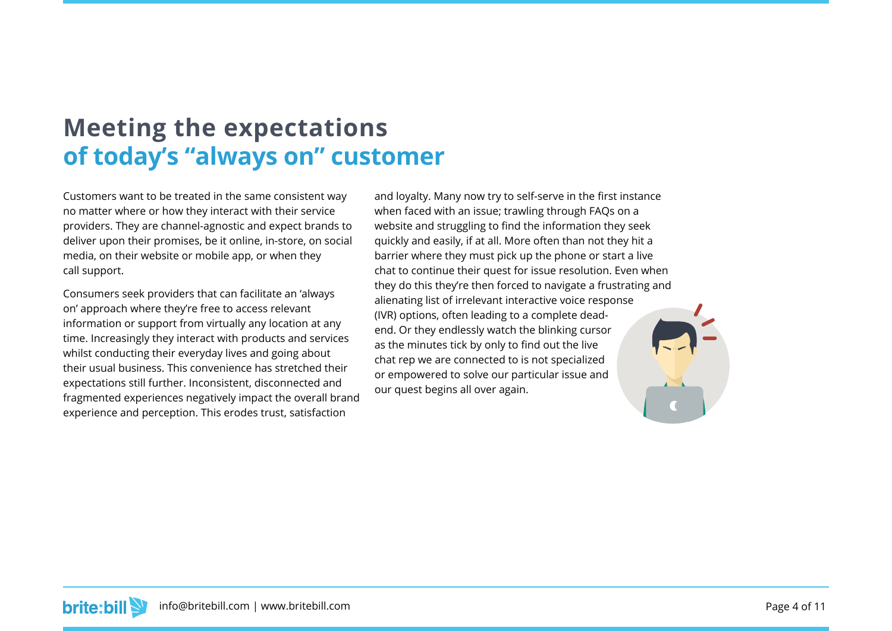# Meeting the expectations of today's "always on" customer

Customers want to be treated in the same consistent way no matter where or how they interact with their service providers. They are channel-agnostic and expect brands to deliver upon their promises, be it online, in-store, on social media, on their website or mobile app, or when they call support.

Consumers seek providers that can facilitate an 'always on' approach where they're free to access relevant information or support from virtually any location at any time. Increasingly they interact with products and services whilst conducting their everyday lives and going about their usual business. This convenience has stretched their expectations still further. Inconsistent, disconnected and fragmented experiences negatively impact the overall brand experience and perception. This erodes trust, satisfaction and loyalty. Many now try to self-serve in the first instance when faced with an issue; trawling through FAQs on a website and struggling to find the information they seek quickly and easily, if at all. More often than not they hit a barrier where they must pick up the phone or start a live chat to continue their quest for issue resolution. Even when they do this they're then forced to navigate a frustrating and alienating list of irrelevant interactive voice response (IVR) options, often leading to a complete dead-end. Or they endlessly watch the blinking cursor as the minutes tick by only to find out the live chat rep we are connected to is not specialized or empowered to solve our particular issue and our quest begins all over again.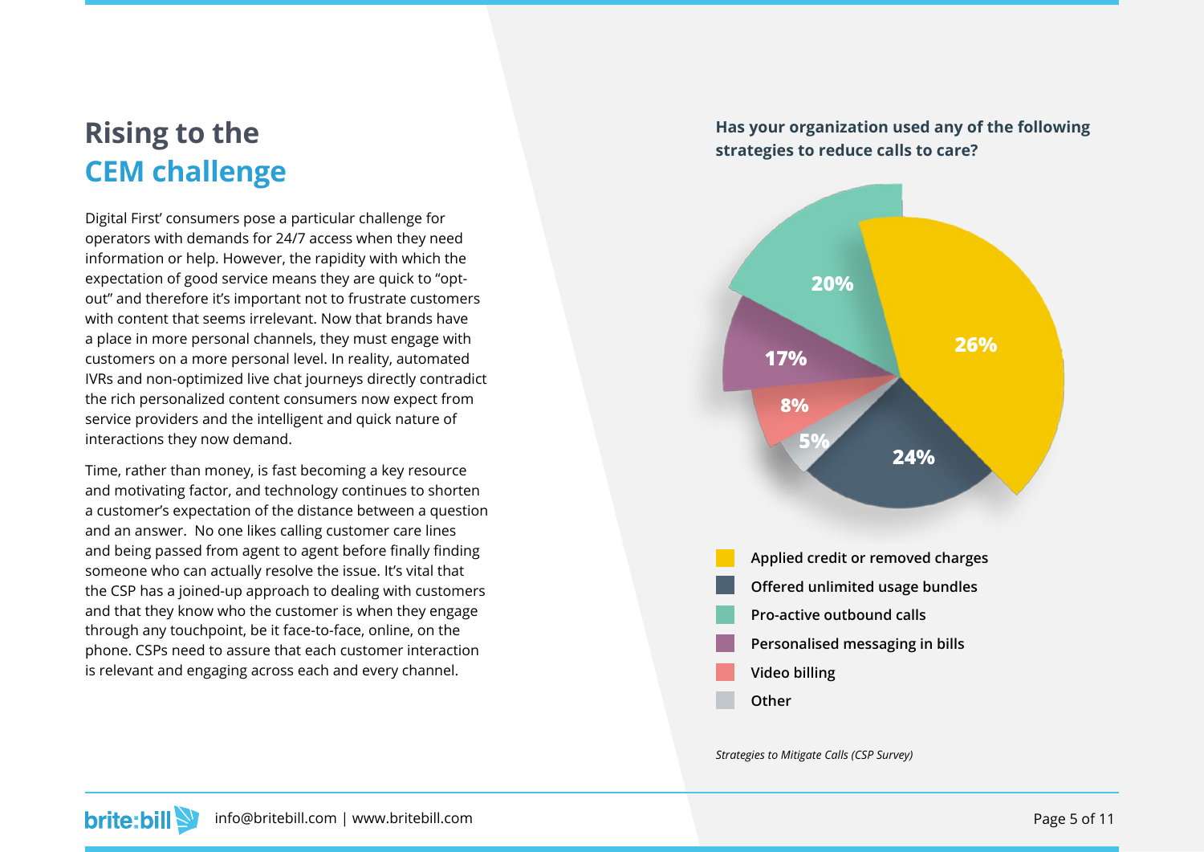# Rising to the CEM challenge

Digital First' consumers pose a particular challenge for operators with demands for 24/7 access when they need information or help. However, the rapidity with which the expectation of good service means they are quick to "opt-out" and therefore it's important not to frustrate customers with content that seems irrelevant. Now that brands have a place in more personal channels, they must engage with customers on a more personal level. In reality, automated IVRs and non-optimized live chat journeys directly contradict the rich personalized content consumers now expect from service providers and the intelligent and quick nature of interactions they now demand.

Time, rather than money, is fast becoming a key resource and motivating factor, and technology continues to shorten a customer's expectation of the distance between a question and an answer. No one likes calling customer care lines and being passed from agent to agent before finally finding someone who can actually resolve the issue. It's vital that the CSP has a joined-up approach to dealing with customers and that they know who the customer is when they engage through any touchpoint, be it face-to-face, online, on the phone. CSPs need to assure that each customer interaction is relevant and engaging across each and every channel.

**Has your organization used any of the following strategies to reduce calls to care?**

| Strategy | Percentage |
|---|---|
| Applied credit or removed charges | 26% |
| Offered unlimited usage bundles | 24% |
| Pro-active outbound calls | 20% |
| Personalised messaging in bills | 17% |
| Video billing | 8% |
| Other | 5% |

*Strategies to Mitigate Calls (CSP Survey)*

info@britebill.com | www.britebill.com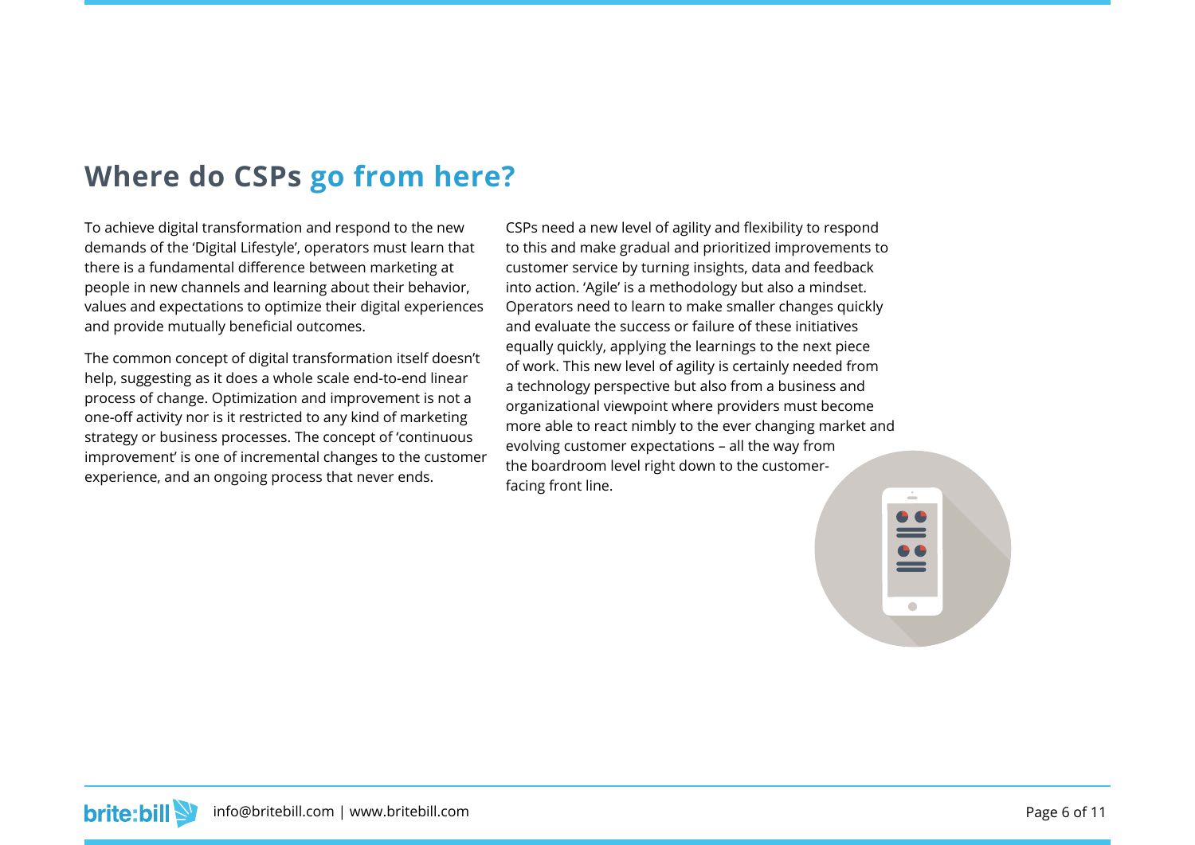## Where do CSPs go from here?

To achieve digital transformation and respond to the new demands of the 'Digital Lifestyle', operators must learn that there is a fundamental difference between marketing at people in new channels and learning about their behavior, values and expectations to optimize their digital experiences and provide mutually beneficial outcomes.

The common concept of digital transformation itself doesn't help, suggesting as it does a whole scale end-to-end linear process of change. Optimization and improvement is not a one-off activity nor is it restricted to any kind of marketing strategy or business processes. The concept of 'continuous improvement' is one of incremental changes to the customer experience, and an ongoing process that never ends.

CSPs need a new level of agility and flexibility to respond to this and make gradual and prioritized improvements to customer service by turning insights, data and feedback into action. 'Agile' is a methodology but also a mindset. Operators need to learn to make smaller changes quickly and evaluate the success or failure of these initiatives equally quickly, applying the learnings to the next piece of work. This new level of agility is certainly needed from a technology perspective but also from a business and organizational viewpoint where providers must become more able to react nimbly to the ever changing market and evolving customer expectations – all the way from the boardroom level right down to the customer-facing front line.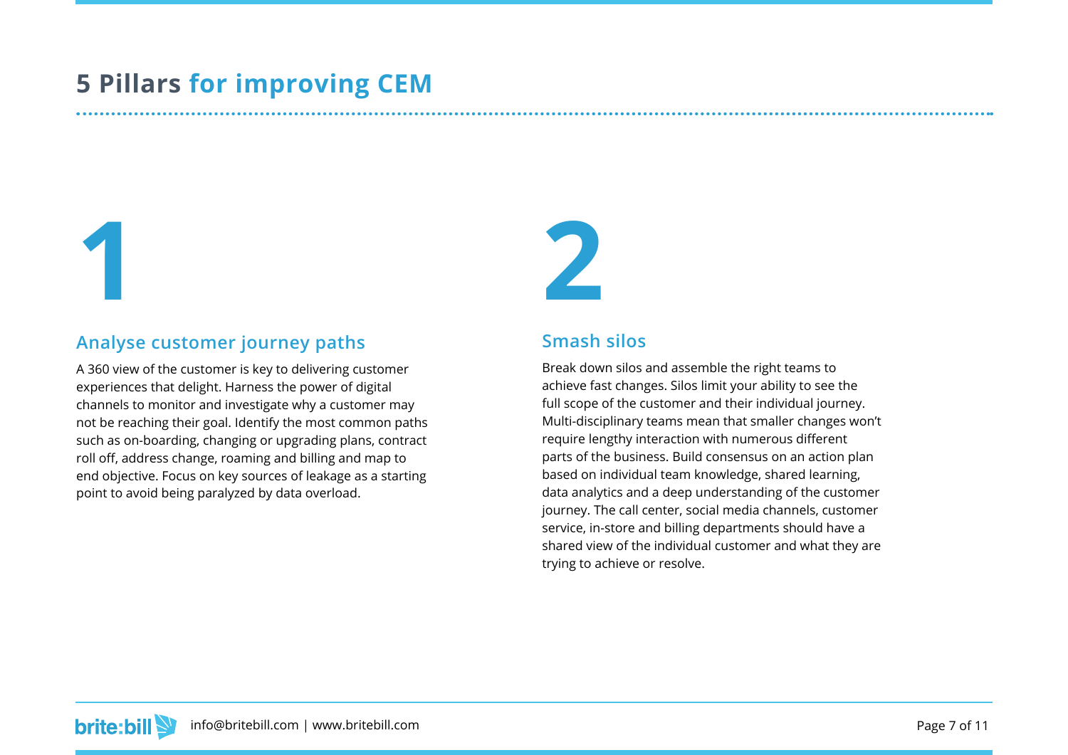# 5 Pillars for improving CEM

## 1

### Analyse customer journey paths

A 360 view of the customer is key to delivering customer experiences that delight. Harness the power of digital channels to monitor and investigate why a customer may not be reaching their goal. Identify the most common paths such as on-boarding, changing or upgrading plans, contract roll off, address change, roaming and billing and map to end objective. Focus on key sources of leakage as a starting point to avoid being paralyzed by data overload.

## 2

### Smash silos

Break down silos and assemble the right teams to achieve fast changes. Silos limit your ability to see the full scope of the customer and their individual journey. Multi-disciplinary teams mean that smaller changes won't require lengthy interaction with numerous different parts of the business. Build consensus on an action plan based on individual team knowledge, shared learning, data analytics and a deep understanding of the customer journey. The call center, social media channels, customer service, in-store and billing departments should have a shared view of the individual customer and what they are trying to achieve or resolve.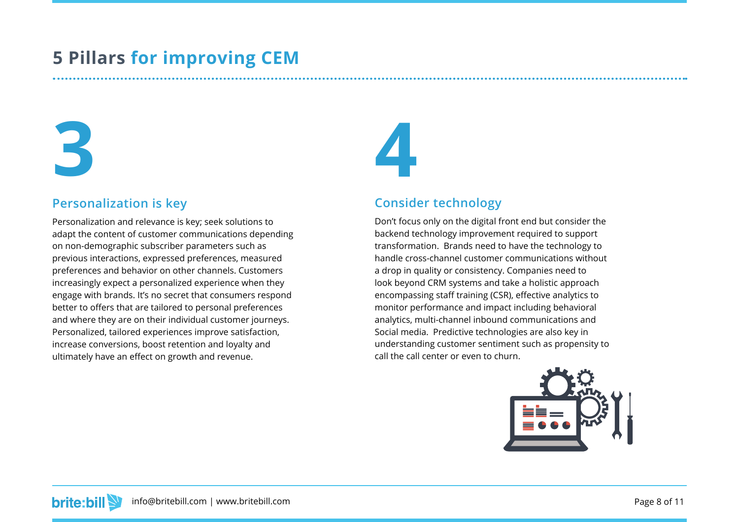# 5 Pillars for improving CEM

## 3

### Personalization is key

Personalization and relevance is key; seek solutions to adapt the content of customer communications depending on non-demographic subscriber parameters such as previous interactions, expressed preferences, measured preferences and behavior on other channels. Customers increasingly expect a personalized experience when they engage with brands. It's no secret that consumers respond better to offers that are tailored to personal preferences and where they are on their individual customer journeys. Personalized, tailored experiences improve satisfaction, increase conversions, boost retention and loyalty and ultimately have an effect on growth and revenue.

## 4

### Consider technology

Don't focus only on the digital front end but consider the backend technology improvement required to support transformation. Brands need to have the technology to handle cross-channel customer communications without a drop in quality or consistency. Companies need to look beyond CRM systems and take a holistic approach encompassing staff training (CSR), effective analytics to monitor performance and impact including behavioral analytics, multi-channel inbound communications and Social media. Predictive technologies are also key in understanding customer sentiment such as propensity to call the call center or even to churn.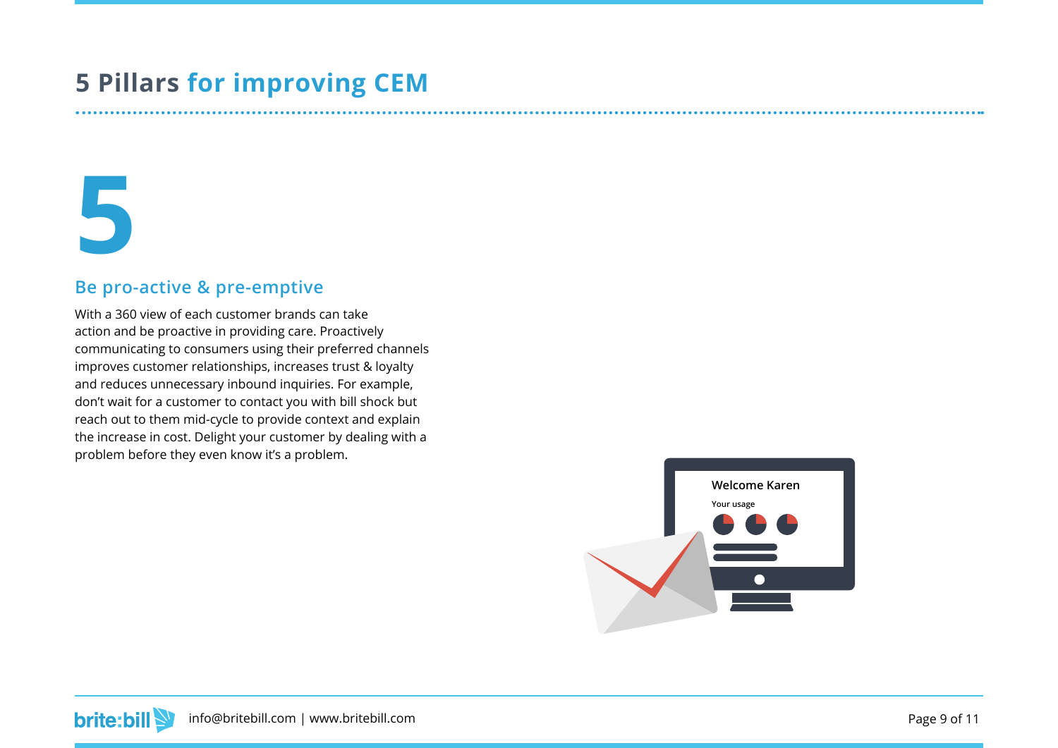# 5 Pillars for improving CEM

## 5

### Be pro-active & pre-emptive

With a 360 view of each customer brands can take action and be proactive in providing care. Proactively communicating to consumers using their preferred channels improves customer relationships, increases trust & loyalty and reduces unnecessary inbound inquiries. For example, don't wait for a customer to contact you with bill shock but reach out to them mid-cycle to provide context and explain the increase in cost. Delight your customer by dealing with a problem before they even know it's a problem.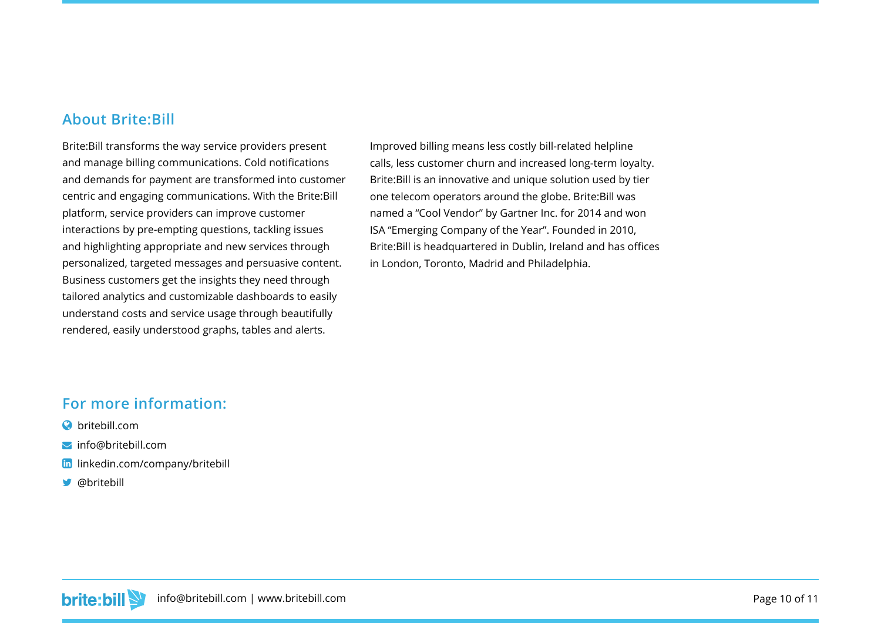## About Brite:Bill

Brite:Bill transforms the way service providers present and manage billing communications. Cold notifications and demands for payment are transformed into customer centric and engaging communications. With the Brite:Bill platform, service providers can improve customer interactions by pre-empting questions, tackling issues and highlighting appropriate and new services through personalized, targeted messages and persuasive content. Business customers get the insights they need through tailored analytics and customizable dashboards to easily understand costs and service usage through beautifully rendered, easily understood graphs, tables and alerts.

Improved billing means less costly bill-related helpline calls, less customer churn and increased long-term loyalty. Brite:Bill is an innovative and unique solution used by tier one telecom operators around the globe. Brite:Bill was named a "Cool Vendor" by Gartner Inc. for 2014 and won ISA "Emerging Company of the Year". Founded in 2010, Brite:Bill is headquartered in Dublin, Ireland and has offices in London, Toronto, Madrid and Philadelphia.

## For more information:

- britebill.com
- info@britebill.com
- linkedin.com/company/britebill
- @britebill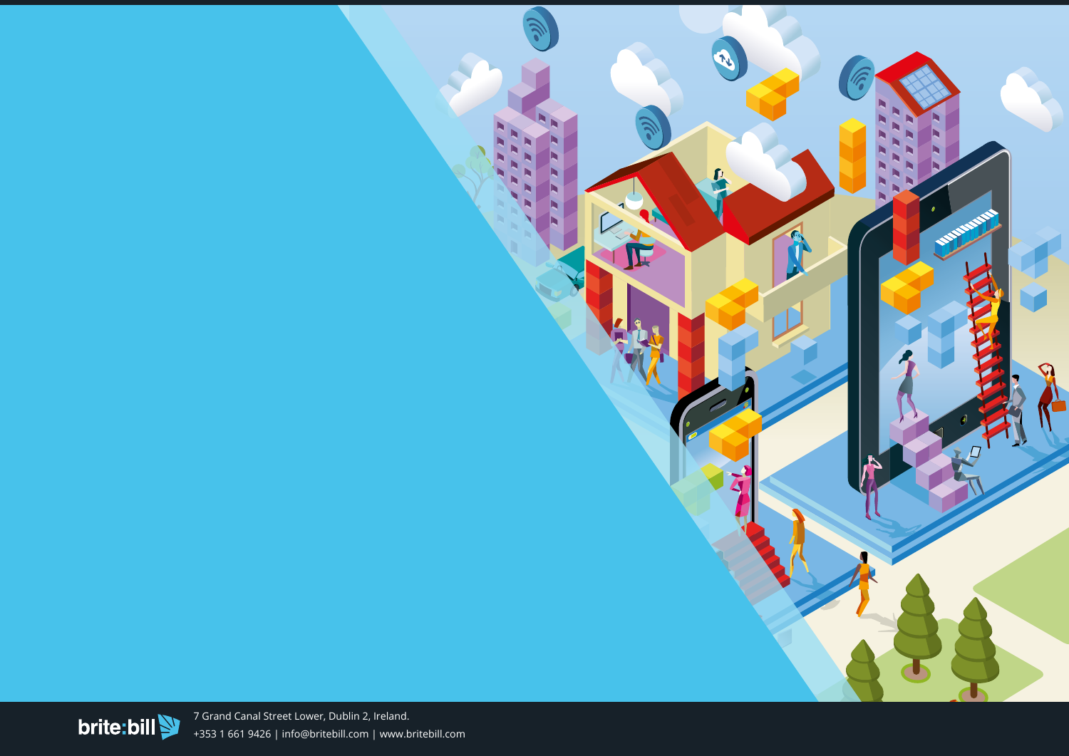brite:bill

7 Grand Canal Street Lower, Dublin 2, Ireland.
+353 1 661 9426 | info@britebill.com | www.britebill.com